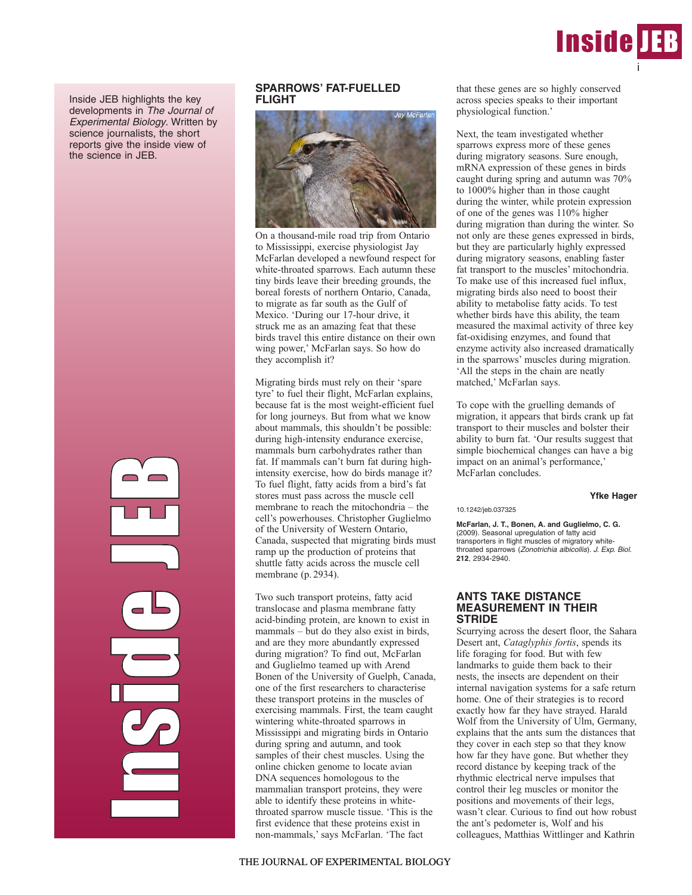Inside JEB highlights the key developments in *The Journal of Experimental Biology*. Written by science journalists, the short reports give the inside view of the science in JEB.

## SPARROWS' FAT-FUELLED FLIGHT

On a thousand-mile road trip from Ontario to Mississippi, exercise physiologist Jay McFarlan developed a newfound respect for white-throated sparrows. Each autumn these tiny birds leave their breeding grounds, the boreal forests of northern Ontario, Canada, to migrate as far south as the Gulf of Mexico. 'During our 17-hour drive, it struck me as an amazing feat that these birds travel this entire distance on their own wing power,' McFarlan says. So how do they accomplish it?

Migrating birds must rely on their 'spare tyre' to fuel their flight, McFarlan explains, because fat is the most weight-efficient fuel for long journeys. But from what we know about mammals, this shouldn't be possible: during high-intensity endurance exercise, mammals burn carbohydrates rather than fat. If mammals can't burn fat during high-intensity exercise, how do birds manage it? To fuel flight, fatty acids from a bird's fat stores must pass across the muscle cell membrane to reach the mitochondria – the cell's powerhouses. Christopher Guglielmo of the University of Western Ontario, Canada, suspected that migrating birds must ramp up the production of proteins that shuttle fatty acids across the muscle cell membrane (p. 2934).

Two such transport proteins, fatty acid translocase and plasma membrane fatty acid-binding protein, are known to exist in mammals – but do they also exist in birds, and are they more abundantly expressed during migration? To find out, McFarlan and Guglielmo teamed up with Arend Bonen of the University of Guelph, Canada, one of the first researchers to characterise these transport proteins in the muscles of exercising mammals. First, the team caught wintering white-throated sparrows in Mississippi and migrating birds in Ontario during spring and autumn, and took samples of their chest muscles. Using the online chicken genome to locate avian DNA sequences homologous to the mammalian transport proteins, they were able to identify these proteins in white-throated sparrow muscle tissue. 'This is the first evidence that these proteins exist in non-mammals,' says McFarlan. 'The fact that these genes are so highly conserved across species speaks to their important physiological function.'

Next, the team investigated whether sparrows express more of these genes during migratory seasons. Sure enough, mRNA expression of these genes in birds caught during spring and autumn was 70% to 1000% higher than in those caught during the winter, while protein expression of one of the genes was 110% higher during migration than during the winter. So not only are these genes expressed in birds, but they are particularly highly expressed during migratory seasons, enabling faster fat transport to the muscles' mitochondria. To make use of this increased fuel influx, migrating birds also need to boost their ability to metabolise fatty acids. To test whether birds have this ability, the team measured the maximal activity of three key fat-oxidising enzymes, and found that enzyme activity also increased dramatically in the sparrows' muscles during migration. 'All the steps in the chain are neatly matched,' McFarlan says.

To cope with the gruelling demands of migration, it appears that birds crank up fat transport to their muscles and bolster their ability to burn fat. 'Our results suggest that simple biochemical changes can have a big impact on an animal's performance,' McFarlan concludes.

**Yfke Hager**

10.1242/jeb.037325

**McFarlan, J. T., Bonen, A. and Guglielmo, C. G.** (2009). Seasonal upregulation of fatty acid transporters in flight muscles of migratory white-throated sparrows (*Zonotrichia albicollis*). *J. Exp. Biol.* **212**, 2934-2940.

## ANTS TAKE DISTANCE MEASUREMENT IN THEIR STRIDE

Scurrying across the desert floor, the Sahara Desert ant, *Cataglyphis fortis*, spends its life foraging for food. But with few landmarks to guide them back to their nests, the insects are dependent on their internal navigation systems for a safe return home. One of their strategies is to record exactly how far they have strayed. Harald Wolf from the University of Ulm, Germany, explains that the ants sum the distances that they cover in each step so that they know how far they have gone. But whether they record distance by keeping track of the rhythmic electrical nerve impulses that control their leg muscles or monitor the positions and movements of their legs, wasn't clear. Curious to find out how robust the ant's pedometer is, Wolf and his colleagues, Matthias Wittlinger and Kathrin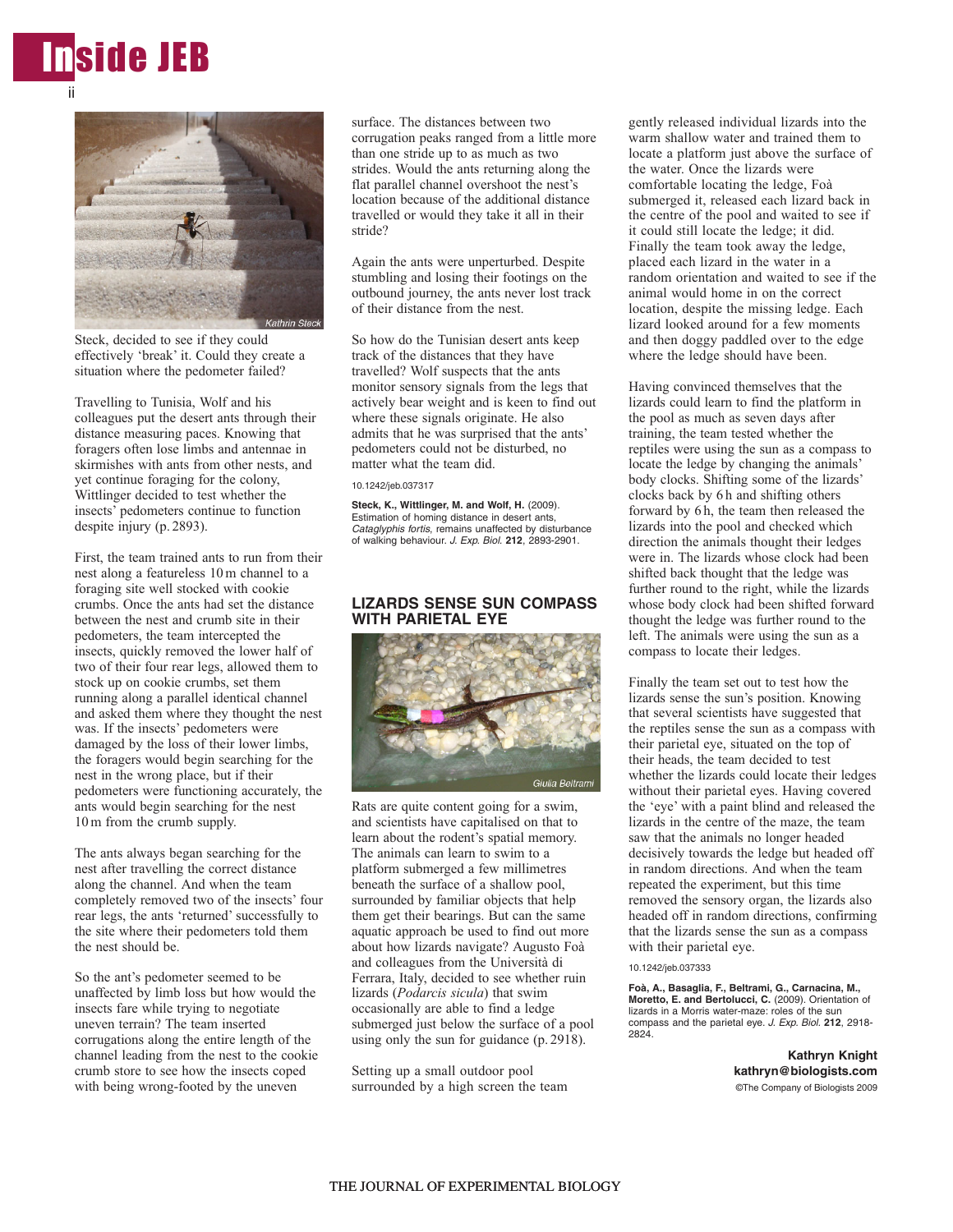Steck, decided to see if they could effectively 'break' it. Could they create a situation where the pedometer failed?

Travelling to Tunisia, Wolf and his colleagues put the desert ants through their distance measuring paces. Knowing that foragers often lose limbs and antennae in skirmishes with ants from other nests, and yet continue foraging for the colony, Wittlinger decided to test whether the insects' pedometers continue to function despite injury (p. 2893).

First, the team trained ants to run from their nest along a featureless 10 m channel to a foraging site well stocked with cookie crumbs. Once the ants had set the distance between the nest and crumb site in their pedometers, the team intercepted the insects, quickly removed the lower half of two of their four rear legs, allowed them to stock up on cookie crumbs, set them running along a parallel identical channel and asked them where they thought the nest was. If the insects' pedometers were damaged by the loss of their lower limbs, the foragers would begin searching for the nest in the wrong place, but if their pedometers were functioning accurately, the ants would begin searching for the nest 10 m from the crumb supply.

The ants always began searching for the nest after travelling the correct distance along the channel. And when the team completely removed two of the insects' four rear legs, the ants 'returned' successfully to the site where their pedometers told them the nest should be.

So the ant's pedometer seemed to be unaffected by limb loss but how would the insects fare while trying to negotiate uneven terrain? The team inserted corrugations along the entire length of the channel leading from the nest to the cookie crumb store to see how the insects coped with being wrong-footed by the uneven surface. The distances between two corrugation peaks ranged from a little more than one stride up to as much as two strides. Would the ants returning along the flat parallel channel overshoot the nest's location because of the additional distance travelled or would they take it all in their stride?

Again the ants were unperturbed. Despite stumbling and losing their footings on the outbound journey, the ants never lost track of their distance from the nest.

So how do the Tunisian desert ants keep track of the distances that they have travelled? Wolf suspects that the ants monitor sensory signals from the legs that actively bear weight and is keen to find out where these signals originate. He also admits that he was surprised that the ants' pedometers could not be disturbed, no matter what the team did.

10.1242/jeb.037317

**Steck, K., Wittlinger, M. and Wolf, H.** (2009). Estimation of homing distance in desert ants, *Cataglyphis fortis*, remains unaffected by disturbance of walking behaviour. *J. Exp. Biol.* **212**, 2893-2901.

## LIZARDS SENSE SUN COMPASS WITH PARIETAL EYE

Rats are quite content going for a swim, and scientists have capitalised on that to learn about the rodent's spatial memory. The animals can learn to swim to a platform submerged a few millimetres beneath the surface of a shallow pool, surrounded by familiar objects that help them get their bearings. But can the same aquatic approach be used to find out more about how lizards navigate? Augusto Foà and colleagues from the Università di Ferrara, Italy, decided to see whether ruin lizards (*Podarcis sicula*) that swim occasionally are able to find a ledge submerged just below the surface of a pool using only the sun for guidance (p. 2918).

Setting up a small outdoor pool surrounded by a high screen the team gently released individual lizards into the warm shallow water and trained them to locate a platform just above the surface of the water. Once the lizards were comfortable locating the ledge, Foà submerged it, released each lizard back in the centre of the pool and waited to see if it could still locate the ledge; it did. Finally the team took away the ledge, placed each lizard in the water in a random orientation and waited to see if the animal would home in on the correct location, despite the missing ledge. Each lizard looked around for a few moments and then doggy paddled over to the edge where the ledge should have been.

Having convinced themselves that the lizards could learn to find the platform in the pool as much as seven days after training, the team tested whether the reptiles were using the sun as a compass to locate the ledge by changing the animals' body clocks. Shifting some of the lizards' clocks back by 6 h and shifting others forward by 6 h, the team then released the lizards into the pool and checked which direction the animals thought their ledges were in. The lizards whose clock had been shifted back thought that the ledge was further round to the right, while the lizards whose body clock had been shifted forward thought the ledge was further round to the left. The animals were using the sun as a compass to locate their ledges.

Finally the team set out to test how the lizards sense the sun's position. Knowing that several scientists have suggested that the reptiles sense the sun as a compass with their parietal eye, situated on the top of their heads, the team decided to test whether the lizards could locate their ledges without their parietal eyes. Having covered the 'eye' with a paint blind and released the lizards in the centre of the maze, the team saw that the animals no longer headed decisively towards the ledge but headed off in random directions. And when the team repeated the experiment, but this time removed the sensory organ, the lizards also headed off in random directions, confirming that the lizards sense the sun as a compass with their parietal eye.

10.1242/jeb.037333

**Foà, A., Basaglia, F., Beltrami, G., Carnacina, M., Moretto, E. and Bertolucci, C.** (2009). Orientation of lizards in a Morris water-maze: roles of the sun compass and the parietal eye. *J. Exp. Biol.* **212**, 2918-2824.

**Kathryn Knight**
**kathryn@biologists.com**
©The Company of Biologists 2009